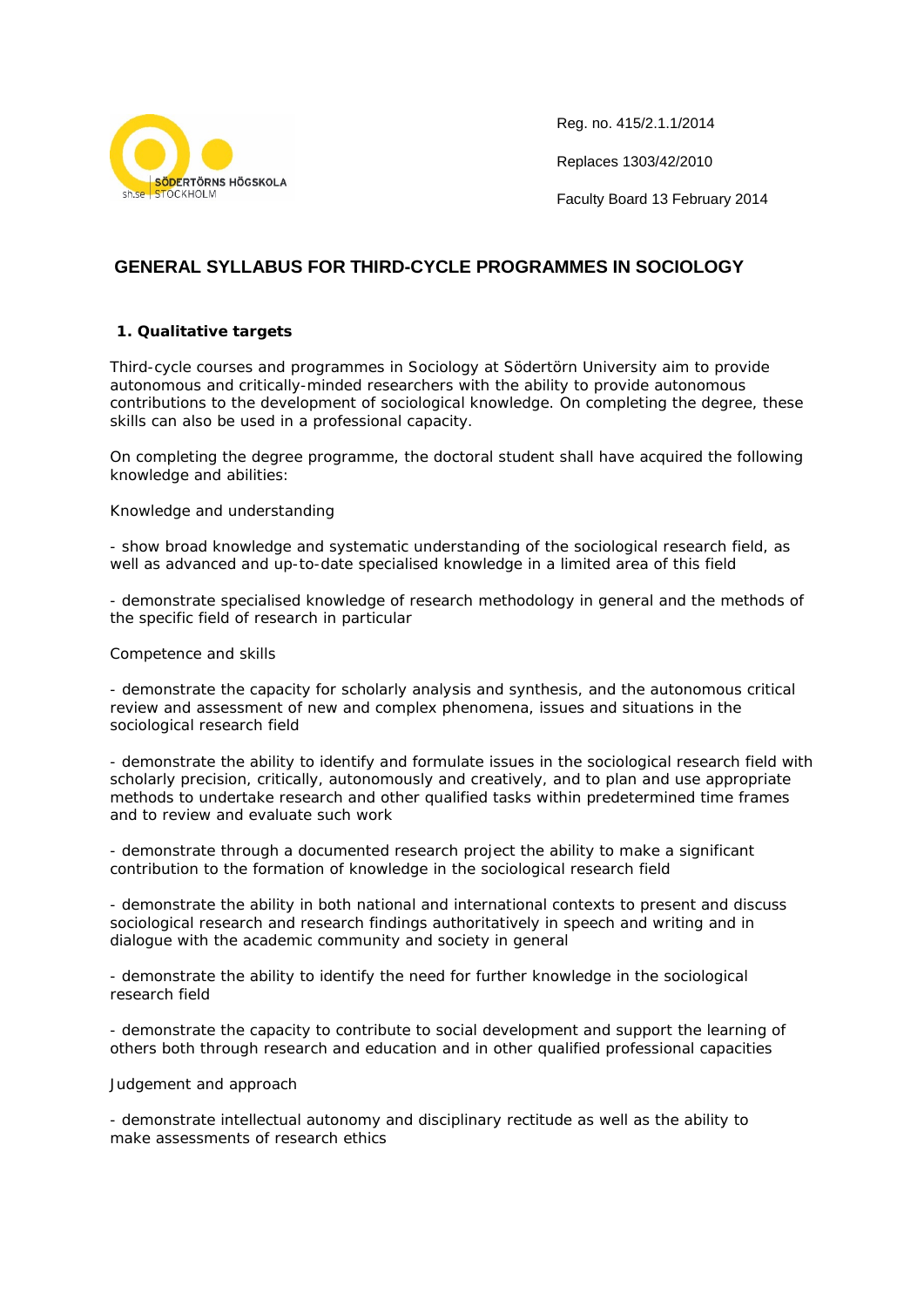Reg. no. 415/2.1.1/2014

Replaces 1303/42/2010

Faculty Board 13 February 2014

# GENERAL SYLLABUS FOR THIRD-CYCLE PROGRAMMES IN SOCIOLOGY

## 1. Qualitative targets

Third-cycle courses and programmes in Sociology at Södertörn University aim to provide autonomous and critically-minded researchers with the ability to provide autonomous contributions to the development of sociological knowledge. On completing the degree, these skills can also be used in a professional capacity.

On completing the degree programme, the doctoral student shall have acquired the following knowledge and abilities:

Knowledge and understanding

- show broad knowledge and systematic understanding of the sociological research field, as well as advanced and up-to-date specialised knowledge in a limited area of this field

- demonstrate specialised knowledge of research methodology in general and the methods of the specific field of research in particular

Competence and skills

- demonstrate the capacity for scholarly analysis and synthesis, and the autonomous critical review and assessment of new and complex phenomena, issues and situations in the sociological research field

- demonstrate the ability to identify and formulate issues in the sociological research field with scholarly precision, critically, autonomously and creatively, and to plan and use appropriate methods to undertake research and other qualified tasks within predetermined time frames and to review and evaluate such work

- demonstrate through a documented research project the ability to make a significant contribution to the formation of knowledge in the sociological research field

- demonstrate the ability in both national and international contexts to present and discuss sociological research and research findings authoritatively in speech and writing and in dialogue with the academic community and society in general

- demonstrate the ability to identify the need for further knowledge in the sociological research field

- demonstrate the capacity to contribute to social development and support the learning of others both through research and education and in other qualified professional capacities

Judgement and approach

- demonstrate intellectual autonomy and disciplinary rectitude as well as the ability to make assessments of research ethics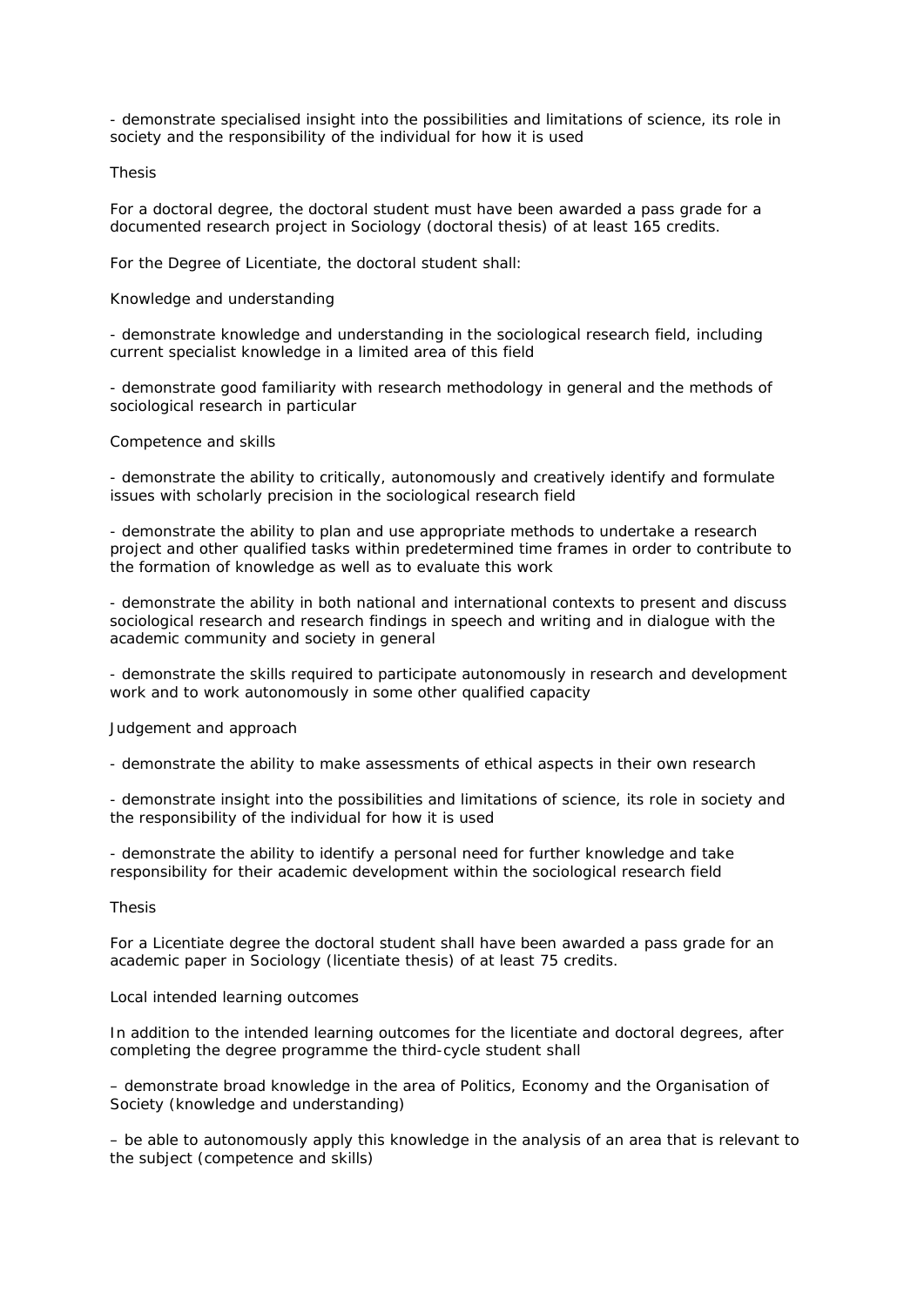- demonstrate specialised insight into the possibilities and limitations of science, its role in society and the responsibility of the individual for how it is used

### Thesis

For a doctoral degree, the doctoral student must have been awarded a pass grade for a documented research project in Sociology (doctoral thesis) of at least 165 credits.

For the Degree of Licentiate, the doctoral student shall:

### Knowledge and understanding

- demonstrate knowledge and understanding in the sociological research field, including current specialist knowledge in a limited area of this field

- demonstrate good familiarity with research methodology in general and the methods of sociological research in particular

### Competence and skills

- demonstrate the ability to critically, autonomously and creatively identify and formulate issues with scholarly precision in the sociological research field

- demonstrate the ability to plan and use appropriate methods to undertake a research project and other qualified tasks within predetermined time frames in order to contribute to the formation of knowledge as well as to evaluate this work

- demonstrate the ability in both national and international contexts to present and discuss sociological research and research findings in speech and writing and in dialogue with the academic community and society in general

- demonstrate the skills required to participate autonomously in research and development work and to work autonomously in some other qualified capacity

### Judgement and approach

- demonstrate the ability to make assessments of ethical aspects in their own research

- demonstrate insight into the possibilities and limitations of science, its role in society and the responsibility of the individual for how it is used

- demonstrate the ability to identify a personal need for further knowledge and take responsibility for their academic development within the sociological research field

### Thesis

For a Licentiate degree the doctoral student shall have been awarded a pass grade for an academic paper in Sociology (licentiate thesis) of at least 75 credits.

### Local intended learning outcomes

In addition to the intended learning outcomes for the licentiate and doctoral degrees, after completing the degree programme the third-cycle student shall

– demonstrate broad knowledge in the area of Politics, Economy and the Organisation of Society (knowledge and understanding)

– be able to autonomously apply this knowledge in the analysis of an area that is relevant to the subject (competence and skills)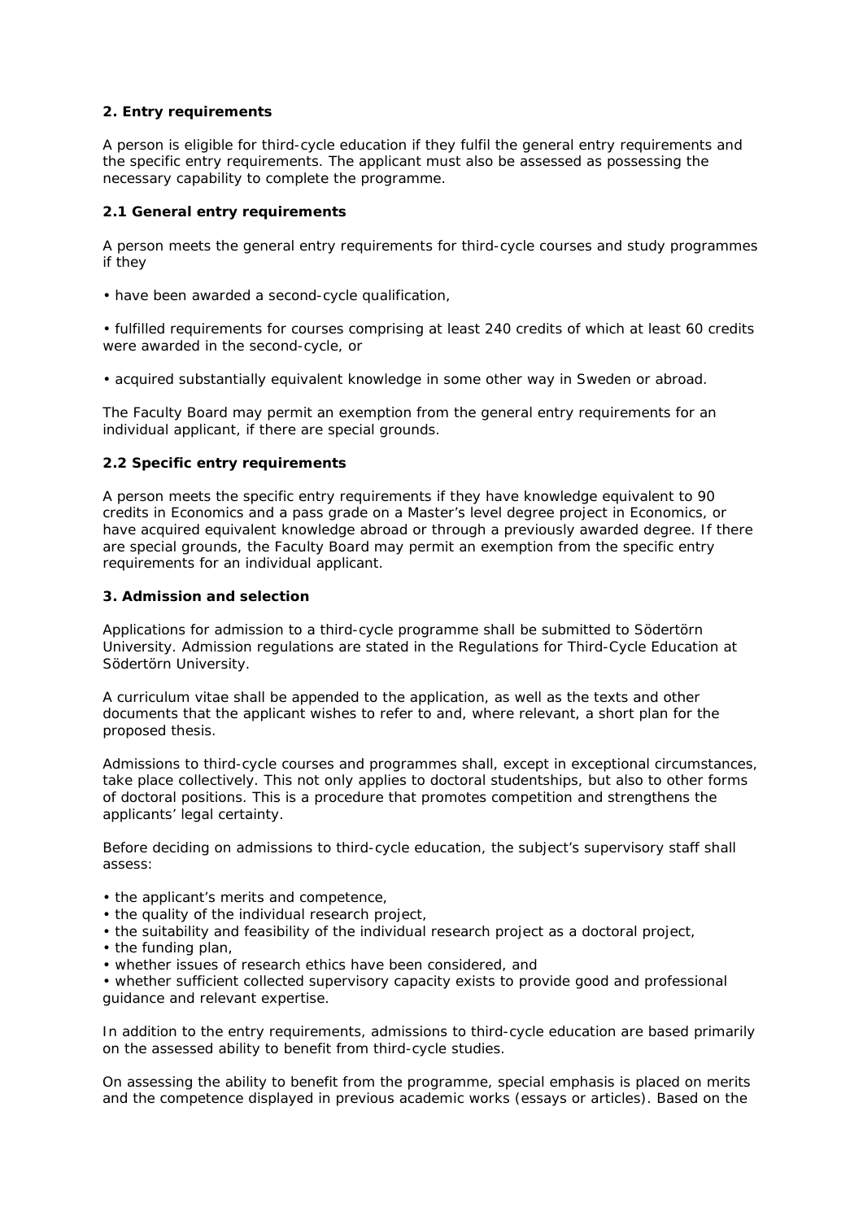## 2. Entry requirements

A person is eligible for third-cycle education if they fulfil the general entry requirements and the specific entry requirements. The applicant must also be assessed as possessing the necessary capability to complete the programme.

### 2.1 General entry requirements

A person meets the general entry requirements for third-cycle courses and study programmes if they

- have been awarded a second-cycle qualification,
- fulfilled requirements for courses comprising at least 240 credits of which at least 60 credits were awarded in the second-cycle, or
- acquired substantially equivalent knowledge in some other way in Sweden or abroad.

The Faculty Board may permit an exemption from the general entry requirements for an individual applicant, if there are special grounds.

### 2.2 Specific entry requirements

A person meets the specific entry requirements if they have knowledge equivalent to 90 credits in Economics and a pass grade on a Master's level degree project in Economics, or have acquired equivalent knowledge abroad or through a previously awarded degree. If there are special grounds, the Faculty Board may permit an exemption from the specific entry requirements for an individual applicant.

## 3. Admission and selection

Applications for admission to a third-cycle programme shall be submitted to Södertörn University. Admission regulations are stated in the Regulations for Third-Cycle Education at Södertörn University.

A curriculum vitae shall be appended to the application, as well as the texts and other documents that the applicant wishes to refer to and, where relevant, a short plan for the proposed thesis.

Admissions to third-cycle courses and programmes shall, except in exceptional circumstances, take place collectively. This not only applies to doctoral studentships, but also to other forms of doctoral positions. This is a procedure that promotes competition and strengthens the applicants' legal certainty.

Before deciding on admissions to third-cycle education, the subject's supervisory staff shall assess:

- the applicant's merits and competence,
- the quality of the individual research project,
- the suitability and feasibility of the individual research project as a doctoral project,
- the funding plan,
- whether issues of research ethics have been considered, and
- whether sufficient collected supervisory capacity exists to provide good and professional guidance and relevant expertise.

In addition to the entry requirements, admissions to third-cycle education are based primarily on the assessed ability to benefit from third-cycle studies.

On assessing the ability to benefit from the programme, special emphasis is placed on merits and the competence displayed in previous academic works (essays or articles). Based on the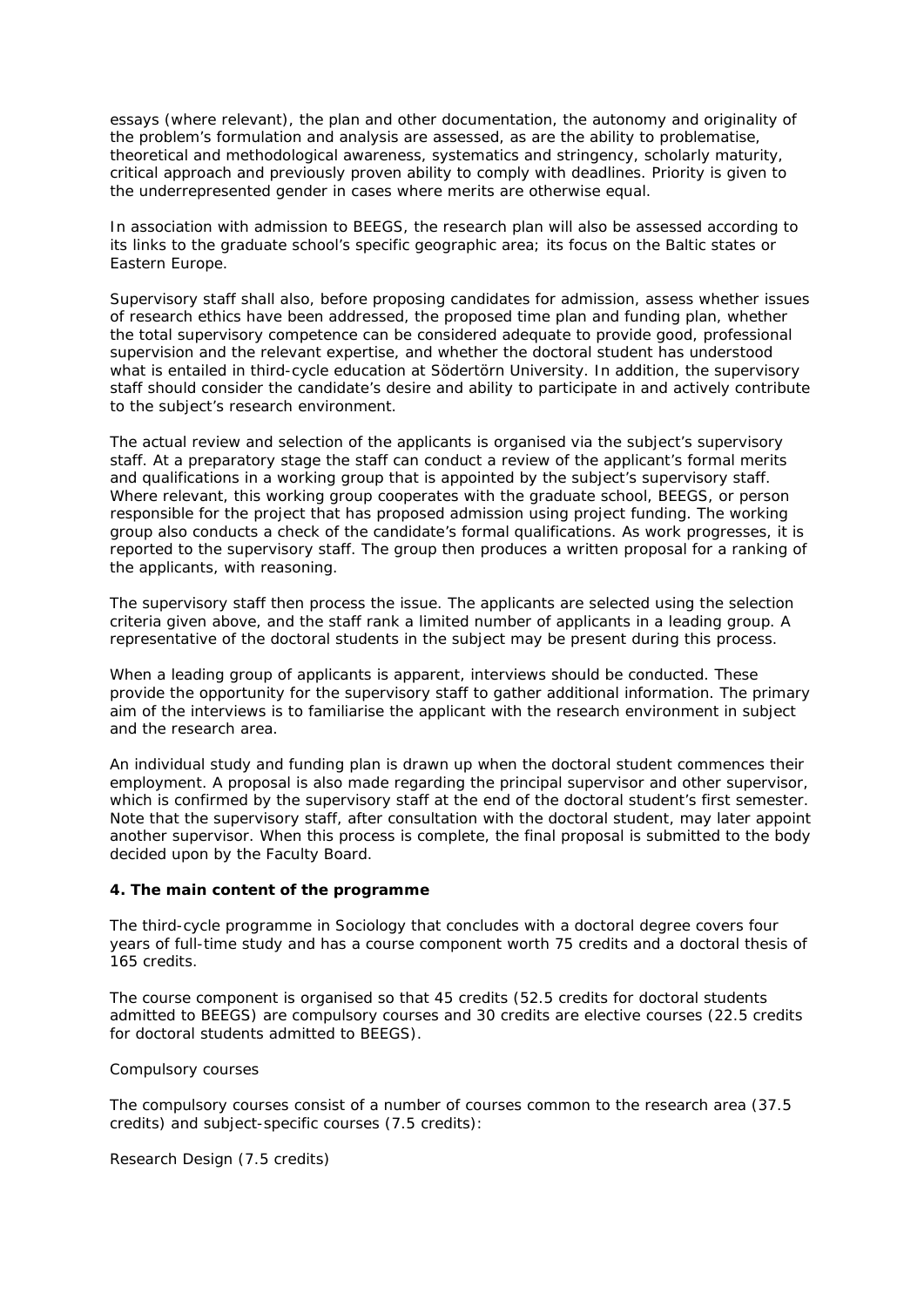essays (where relevant), the plan and other documentation, the autonomy and originality of the problem's formulation and analysis are assessed, as are the ability to problematise, theoretical and methodological awareness, systematics and stringency, scholarly maturity, critical approach and previously proven ability to comply with deadlines. Priority is given to the underrepresented gender in cases where merits are otherwise equal.

In association with admission to BEEGS, the research plan will also be assessed according to its links to the graduate school's specific geographic area; its focus on the Baltic states or Eastern Europe.

Supervisory staff shall also, before proposing candidates for admission, assess whether issues of research ethics have been addressed, the proposed time plan and funding plan, whether the total supervisory competence can be considered adequate to provide good, professional supervision and the relevant expertise, and whether the doctoral student has understood what is entailed in third-cycle education at Södertörn University. In addition, the supervisory staff should consider the candidate's desire and ability to participate in and actively contribute to the subject's research environment.

The actual review and selection of the applicants is organised via the subject's supervisory staff. At a preparatory stage the staff can conduct a review of the applicant's formal merits and qualifications in a working group that is appointed by the subject's supervisory staff. Where relevant, this working group cooperates with the graduate school, BEEGS, or person responsible for the project that has proposed admission using project funding. The working group also conducts a check of the candidate's formal qualifications. As work progresses, it is reported to the supervisory staff. The group then produces a written proposal for a ranking of the applicants, with reasoning.

The supervisory staff then process the issue. The applicants are selected using the selection criteria given above, and the staff rank a limited number of applicants in a leading group. A representative of the doctoral students in the subject may be present during this process.

When a leading group of applicants is apparent, interviews should be conducted. These provide the opportunity for the supervisory staff to gather additional information. The primary aim of the interviews is to familiarise the applicant with the research environment in subject and the research area.

An individual study and funding plan is drawn up when the doctoral student commences their employment. A proposal is also made regarding the principal supervisor and other supervisor, which is confirmed by the supervisory staff at the end of the doctoral student's first semester. Note that the supervisory staff, after consultation with the doctoral student, may later appoint another supervisor. When this process is complete, the final proposal is submitted to the body decided upon by the Faculty Board.

**4. The main content of the programme**

The third-cycle programme in Sociology that concludes with a doctoral degree covers four years of full-time study and has a course component worth 75 credits and a doctoral thesis of 165 credits.

The course component is organised so that 45 credits (52.5 credits for doctoral students admitted to BEEGS) are compulsory courses and 30 credits are elective courses (22.5 credits for doctoral students admitted to BEEGS).

Compulsory courses

The compulsory courses consist of a number of courses common to the research area (37.5 credits) and subject-specific courses (7.5 credits):

Research Design (7.5 credits)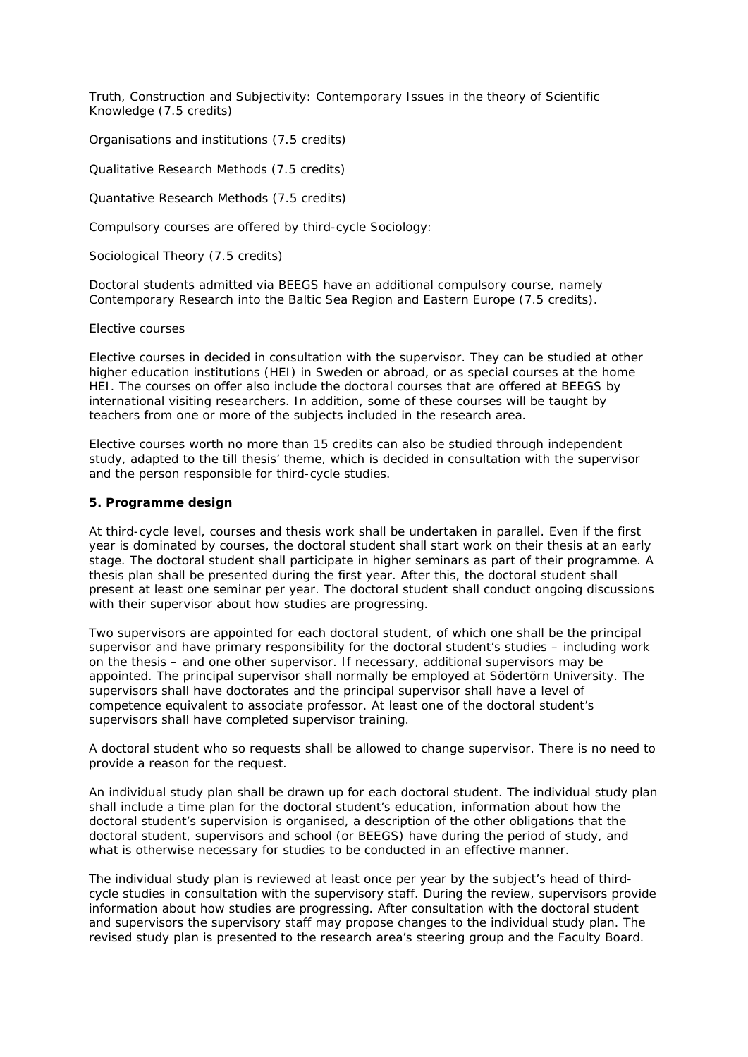Truth, Construction and Subjectivity: Contemporary Issues in the theory of Scientific Knowledge (7.5 credits)

Organisations and institutions (7.5 credits)

Qualitative Research Methods (7.5 credits)

Quantative Research Methods (7.5 credits)

Compulsory courses are offered by third-cycle Sociology:

Sociological Theory (7.5 credits)

Doctoral students admitted via BEEGS have an additional compulsory course, namely Contemporary Research into the Baltic Sea Region and Eastern Europe (7.5 credits).

Elective courses

Elective courses in decided in consultation with the supervisor. They can be studied at other higher education institutions (HEI) in Sweden or abroad, or as special courses at the home HEI. The courses on offer also include the doctoral courses that are offered at BEEGS by international visiting researchers. In addition, some of these courses will be taught by teachers from one or more of the subjects included in the research area.

Elective courses worth no more than 15 credits can also be studied through independent study, adapted to the till thesis' theme, which is decided in consultation with the supervisor and the person responsible for third-cycle studies.

## 5. Programme design

At third-cycle level, courses and thesis work shall be undertaken in parallel. Even if the first year is dominated by courses, the doctoral student shall start work on their thesis at an early stage. The doctoral student shall participate in higher seminars as part of their programme. A thesis plan shall be presented during the first year. After this, the doctoral student shall present at least one seminar per year. The doctoral student shall conduct ongoing discussions with their supervisor about how studies are progressing.

Two supervisors are appointed for each doctoral student, of which one shall be the principal supervisor and have primary responsibility for the doctoral student's studies – including work on the thesis – and one other supervisor. If necessary, additional supervisors may be appointed. The principal supervisor shall normally be employed at Södertörn University. The supervisors shall have doctorates and the principal supervisor shall have a level of competence equivalent to associate professor. At least one of the doctoral student's supervisors shall have completed supervisor training.

A doctoral student who so requests shall be allowed to change supervisor. There is no need to provide a reason for the request.

An individual study plan shall be drawn up for each doctoral student. The individual study plan shall include a time plan for the doctoral student's education, information about how the doctoral student's supervision is organised, a description of the other obligations that the doctoral student, supervisors and school (or BEEGS) have during the period of study, and what is otherwise necessary for studies to be conducted in an effective manner.

The individual study plan is reviewed at least once per year by the subject's head of third-cycle studies in consultation with the supervisory staff. During the review, supervisors provide information about how studies are progressing. After consultation with the doctoral student and supervisors the supervisory staff may propose changes to the individual study plan. The revised study plan is presented to the research area's steering group and the Faculty Board.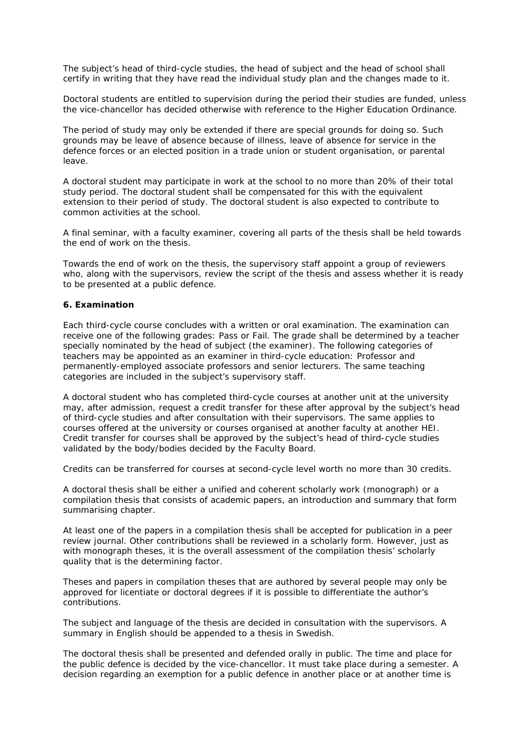The subject's head of third-cycle studies, the head of subject and the head of school shall certify in writing that they have read the individual study plan and the changes made to it.

Doctoral students are entitled to supervision during the period their studies are funded, unless the vice-chancellor has decided otherwise with reference to the Higher Education Ordinance.

The period of study may only be extended if there are special grounds for doing so. Such grounds may be leave of absence because of illness, leave of absence for service in the defence forces or an elected position in a trade union or student organisation, or parental leave.

A doctoral student may participate in work at the school to no more than 20% of their total study period. The doctoral student shall be compensated for this with the equivalent extension to their period of study. The doctoral student is also expected to contribute to common activities at the school.

A final seminar, with a faculty examiner, covering all parts of the thesis shall be held towards the end of work on the thesis.

Towards the end of work on the thesis, the supervisory staff appoint a group of reviewers who, along with the supervisors, review the script of the thesis and assess whether it is ready to be presented at a public defence.

### 6. Examination

Each third-cycle course concludes with a written or oral examination. The examination can receive one of the following grades: Pass or Fail. The grade shall be determined by a teacher specially nominated by the head of subject (the examiner). The following categories of teachers may be appointed as an examiner in third-cycle education: Professor and permanently-employed associate professors and senior lecturers. The same teaching categories are included in the subject's supervisory staff.

A doctoral student who has completed third-cycle courses at another unit at the university may, after admission, request a credit transfer for these after approval by the subject's head of third-cycle studies and after consultation with their supervisors. The same applies to courses offered at the university or courses organised at another faculty at another HEI. Credit transfer for courses shall be approved by the subject's head of third-cycle studies validated by the body/bodies decided by the Faculty Board.

Credits can be transferred for courses at second-cycle level worth no more than 30 credits.

A doctoral thesis shall be either a unified and coherent scholarly work (monograph) or a compilation thesis that consists of academic papers, an introduction and summary that form summarising chapter.

At least one of the papers in a compilation thesis shall be accepted for publication in a peer review journal. Other contributions shall be reviewed in a scholarly form. However, just as with monograph theses, it is the overall assessment of the compilation thesis' scholarly quality that is the determining factor.

Theses and papers in compilation theses that are authored by several people may only be approved for licentiate or doctoral degrees if it is possible to differentiate the author's contributions.

The subject and language of the thesis are decided in consultation with the supervisors. A summary in English should be appended to a thesis in Swedish.

The doctoral thesis shall be presented and defended orally in public. The time and place for the public defence is decided by the vice-chancellor. It must take place during a semester. A decision regarding an exemption for a public defence in another place or at another time is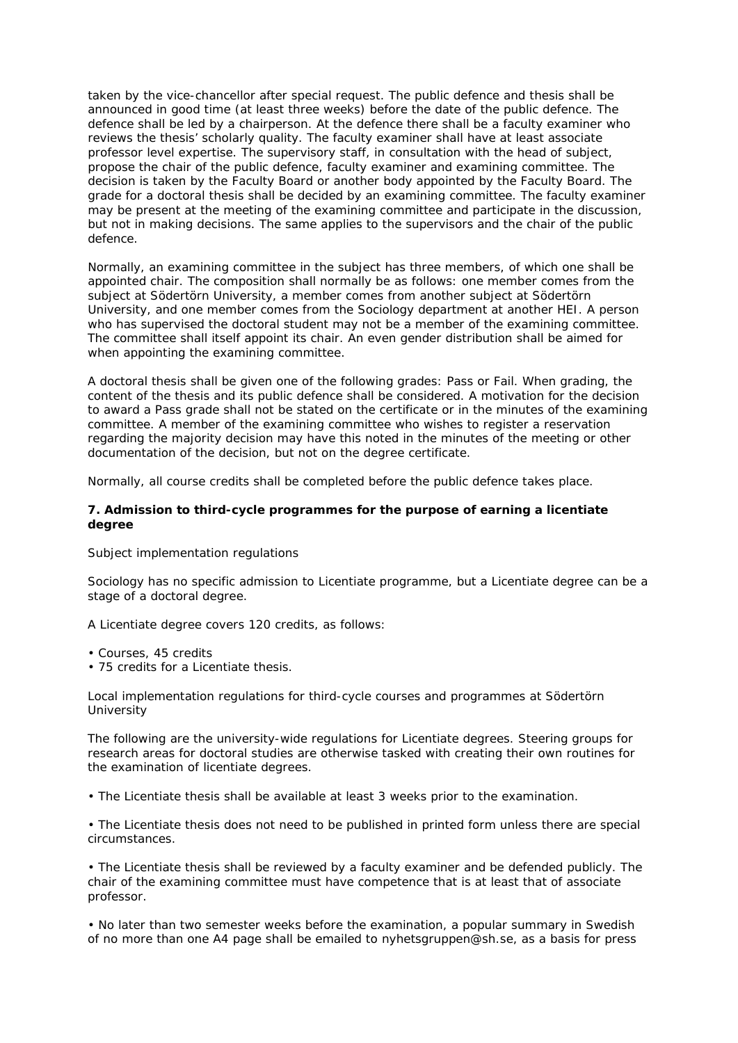taken by the vice-chancellor after special request. The public defence and thesis shall be announced in good time (at least three weeks) before the date of the public defence. The defence shall be led by a chairperson. At the defence there shall be a faculty examiner who reviews the thesis' scholarly quality. The faculty examiner shall have at least associate professor level expertise. The supervisory staff, in consultation with the head of subject, propose the chair of the public defence, faculty examiner and examining committee. The decision is taken by the Faculty Board or another body appointed by the Faculty Board. The grade for a doctoral thesis shall be decided by an examining committee. The faculty examiner may be present at the meeting of the examining committee and participate in the discussion, but not in making decisions. The same applies to the supervisors and the chair of the public defence.

Normally, an examining committee in the subject has three members, of which one shall be appointed chair. The composition shall normally be as follows: one member comes from the subject at Södertörn University, a member comes from another subject at Södertörn University, and one member comes from the Sociology department at another HEI. A person who has supervised the doctoral student may not be a member of the examining committee. The committee shall itself appoint its chair. An even gender distribution shall be aimed for when appointing the examining committee.

A doctoral thesis shall be given one of the following grades: Pass or Fail. When grading, the content of the thesis and its public defence shall be considered. A motivation for the decision to award a Pass grade shall not be stated on the certificate or in the minutes of the examining committee. A member of the examining committee who wishes to register a reservation regarding the majority decision may have this noted in the minutes of the meeting or other documentation of the decision, but not on the degree certificate.

Normally, all course credits shall be completed before the public defence takes place.

### 7. Admission to third-cycle programmes for the purpose of earning a licentiate degree

Subject implementation regulations

Sociology has no specific admission to Licentiate programme, but a Licentiate degree can be a stage of a doctoral degree.

A Licentiate degree covers 120 credits, as follows:

- Courses, 45 credits
- 75 credits for a Licentiate thesis.

Local implementation regulations for third-cycle courses and programmes at Södertörn University

The following are the university-wide regulations for Licentiate degrees. Steering groups for research areas for doctoral studies are otherwise tasked with creating their own routines for the examination of licentiate degrees.

- The Licentiate thesis shall be available at least 3 weeks prior to the examination.

- The Licentiate thesis does not need to be published in printed form unless there are special circumstances.

- The Licentiate thesis shall be reviewed by a faculty examiner and be defended publicly. The chair of the examining committee must have competence that is at least that of associate professor.

- No later than two semester weeks before the examination, a popular summary in Swedish of no more than one A4 page shall be emailed to nyhetsgruppen@sh.se, as a basis for press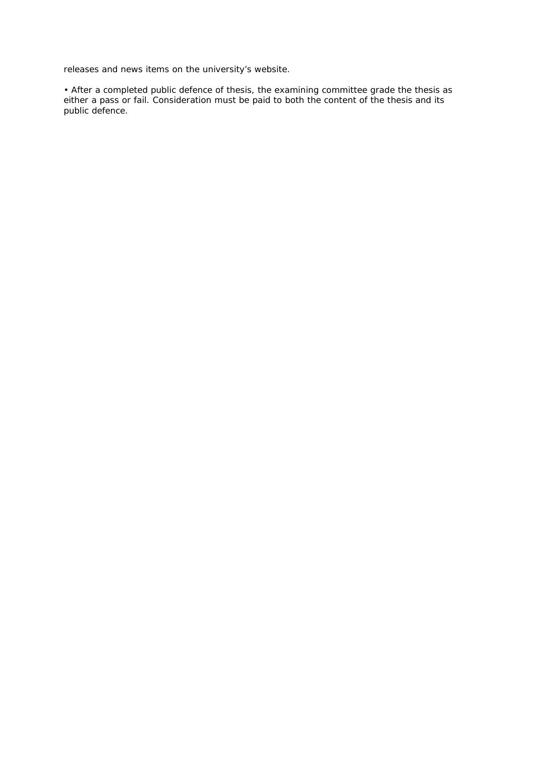releases and news items on the university's website.

• After a completed public defence of thesis, the examining committee grade the thesis as either a pass or fail. Consideration must be paid to both the content of the thesis and its public defence.